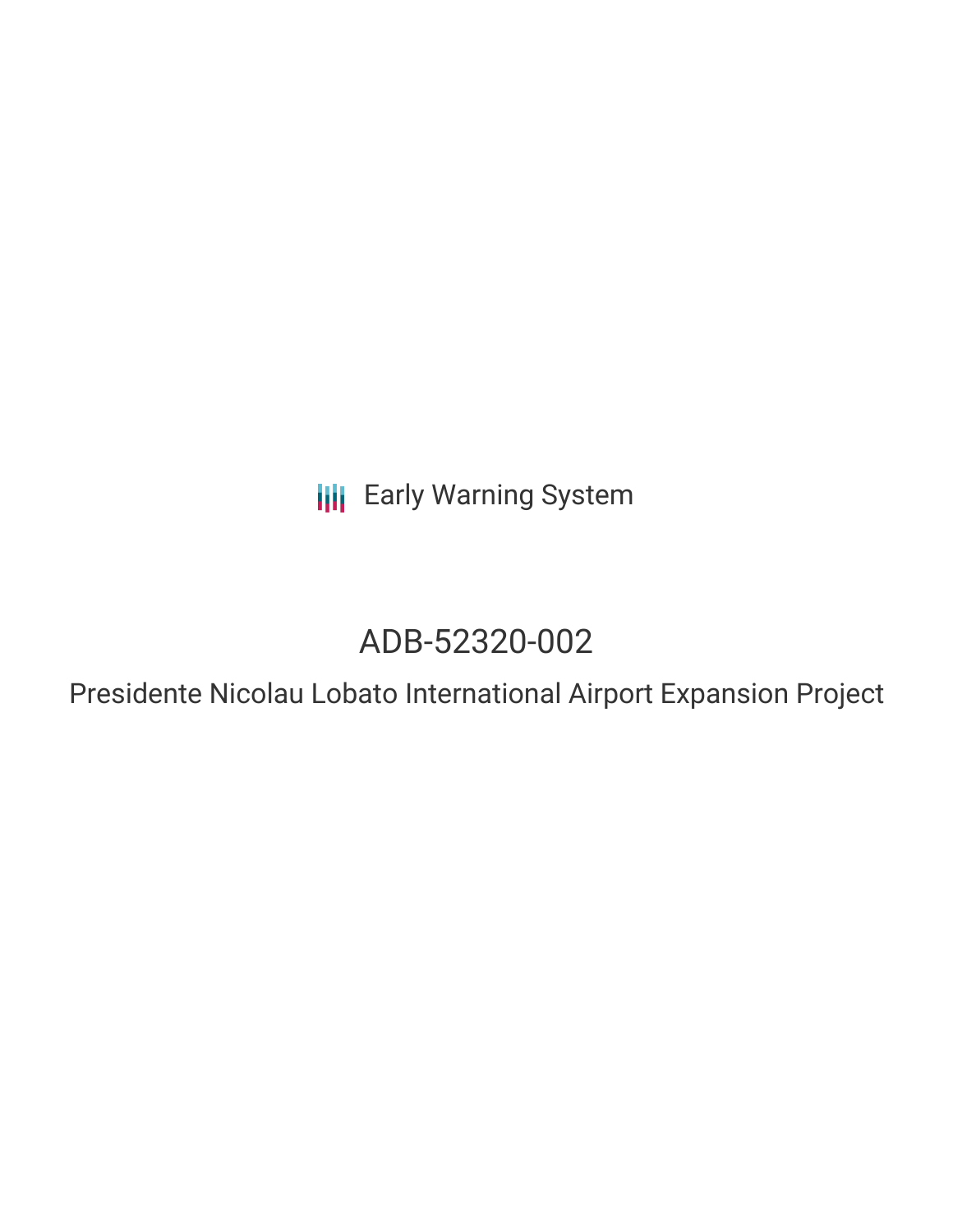Early Warning System

# ADB-52320-002

## Presidente Nicolau Lobato International Airport Expansion Project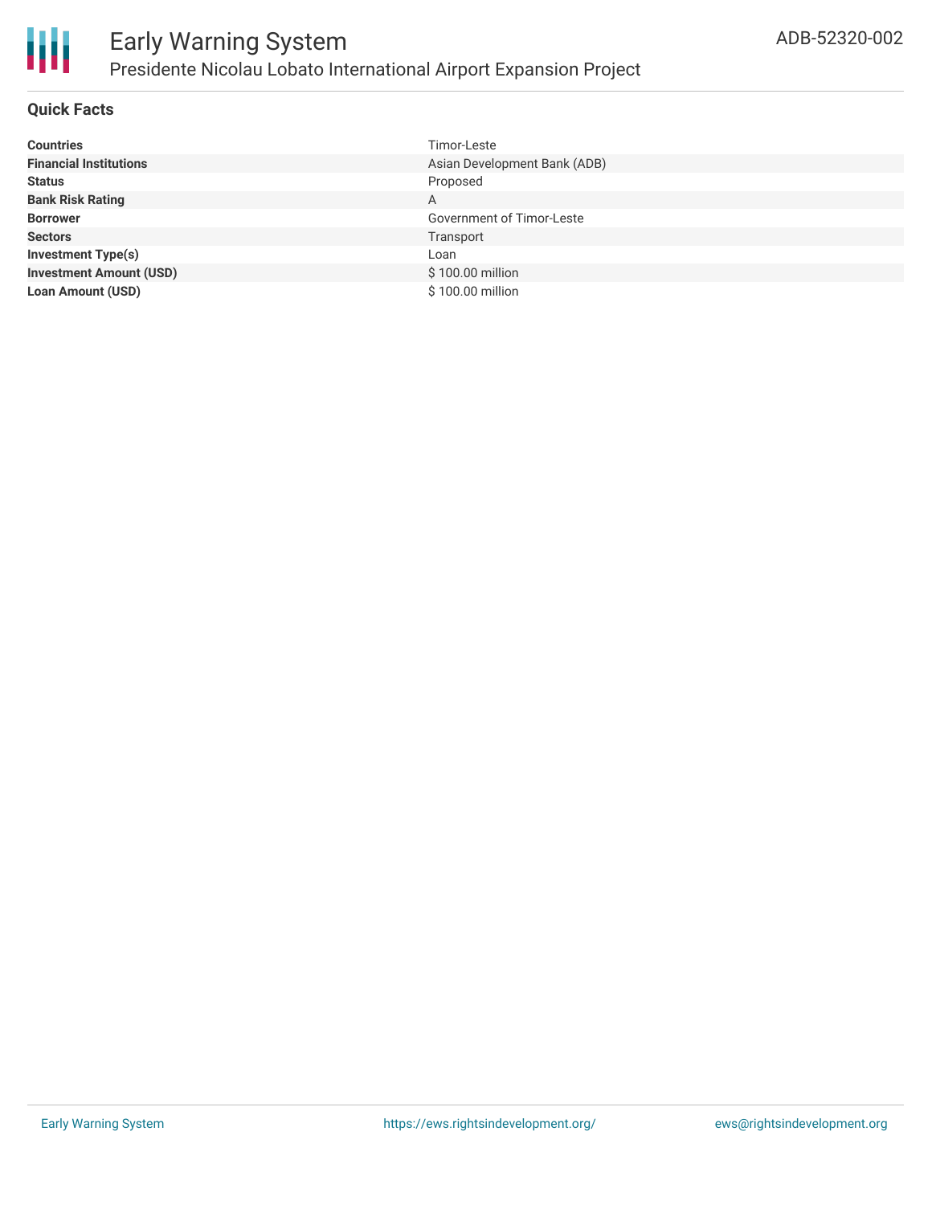# Early Warning System

## Presidente Nicolau Lobato International Airport Expansion Project

ADB-52320-002

### Quick Facts

| | |
|---|---|
| **Countries** | Timor-Leste |
| **Financial Institutions** | Asian Development Bank (ADB) |
| **Status** | Proposed |
| **Bank Risk Rating** | A |
| **Borrower** | Government of Timor-Leste |
| **Sectors** | Transport |
| **Investment Type(s)** | Loan |
| **Investment Amount (USD)** | $ 100.00 million |
| **Loan Amount (USD)** | $ 100.00 million |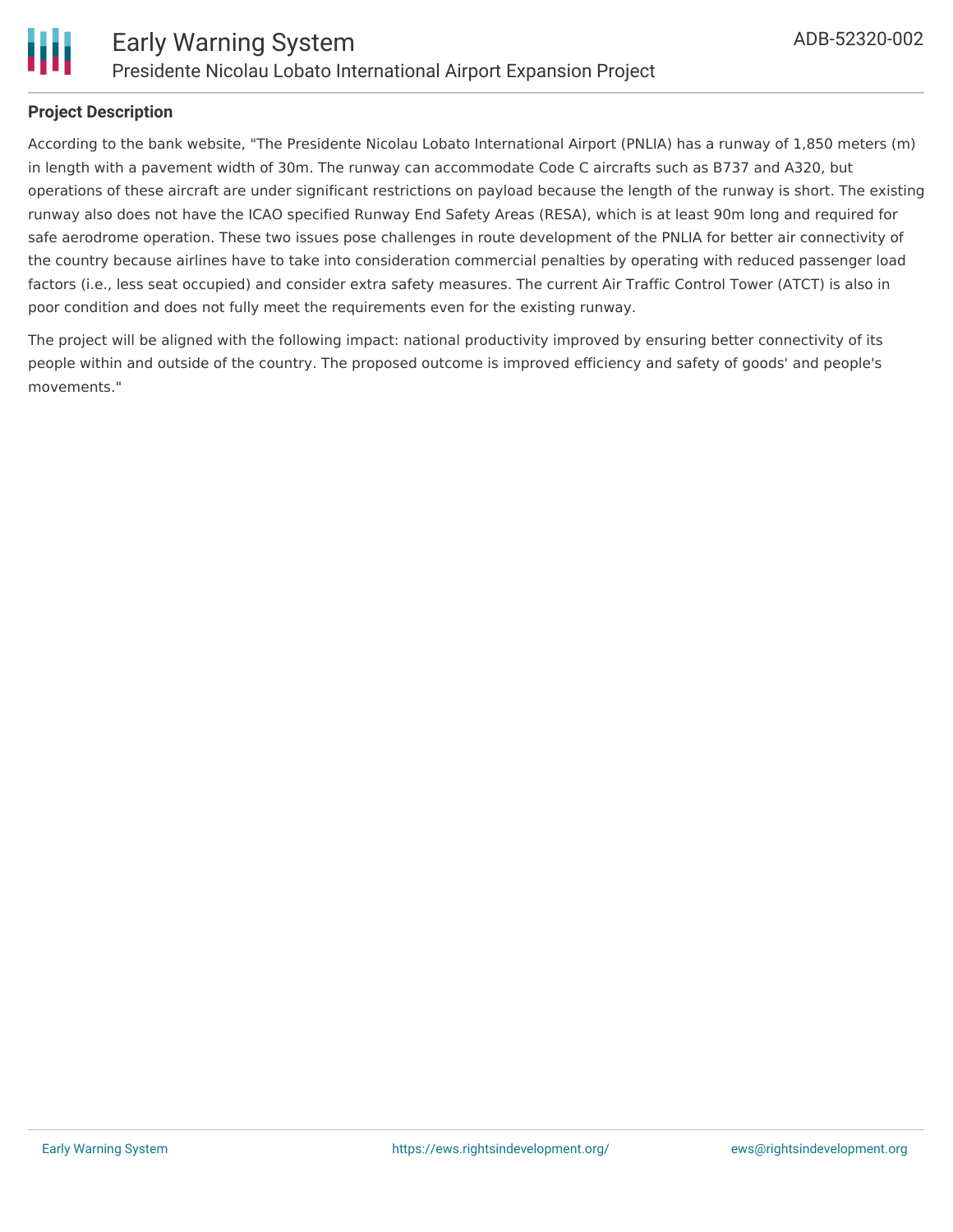## Project Description

According to the bank website, "The Presidente Nicolau Lobato International Airport (PNLIA) has a runway of 1,850 meters (m) in length with a pavement width of 30m. The runway can accommodate Code C aircrafts such as B737 and A320, but operations of these aircraft are under significant restrictions on payload because the length of the runway is short. The existing runway also does not have the ICAO specified Runway End Safety Areas (RESA), which is at least 90m long and required for safe aerodrome operation. These two issues pose challenges in route development of the PNLIA for better air connectivity of the country because airlines have to take into consideration commercial penalties by operating with reduced passenger load factors (i.e., less seat occupied) and consider extra safety measures. The current Air Traffic Control Tower (ATCT) is also in poor condition and does not fully meet the requirements even for the existing runway.

The project will be aligned with the following impact: national productivity improved by ensuring better connectivity of its people within and outside of the country. The proposed outcome is improved efficiency and safety of goods' and people's movements."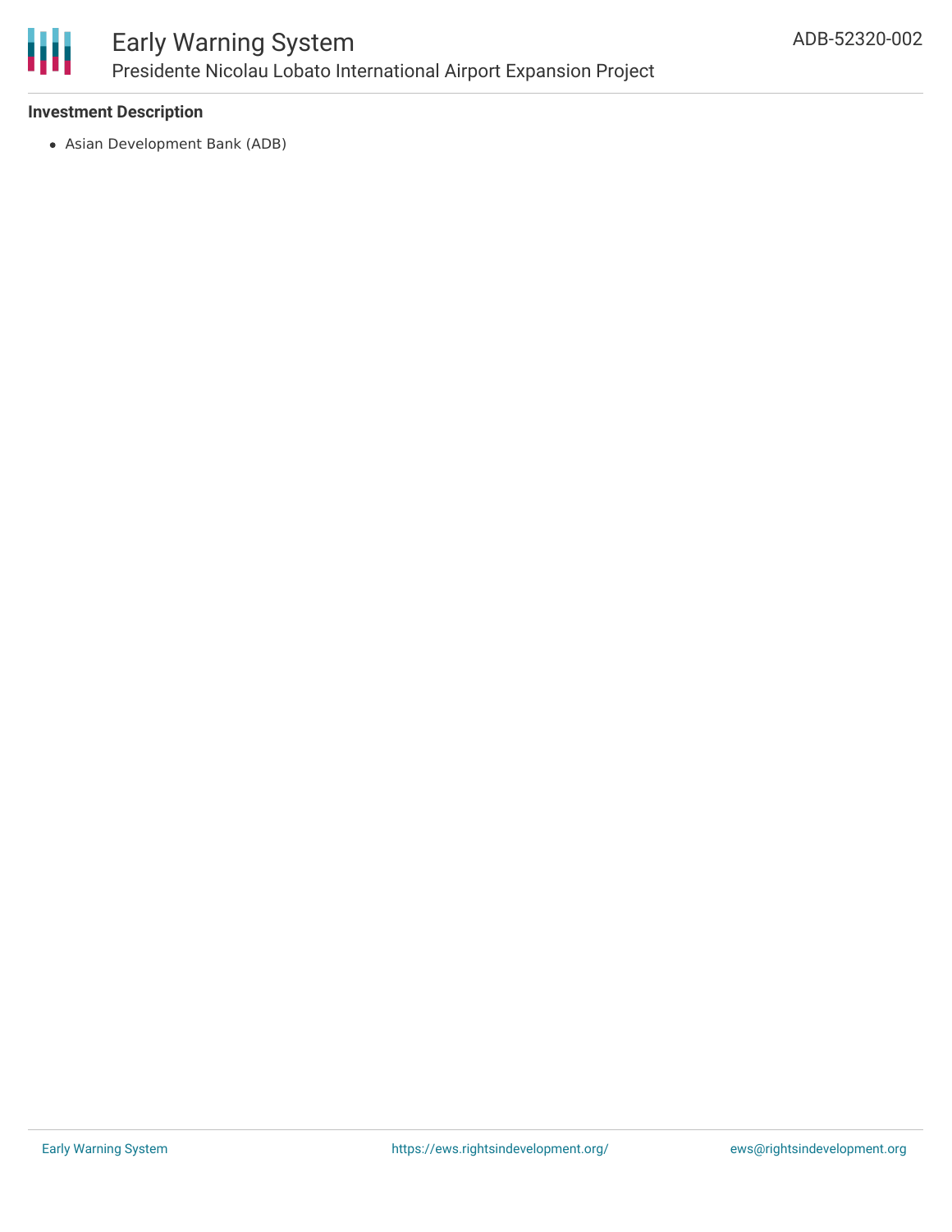**Investment Description**

- Asian Development Bank (ADB)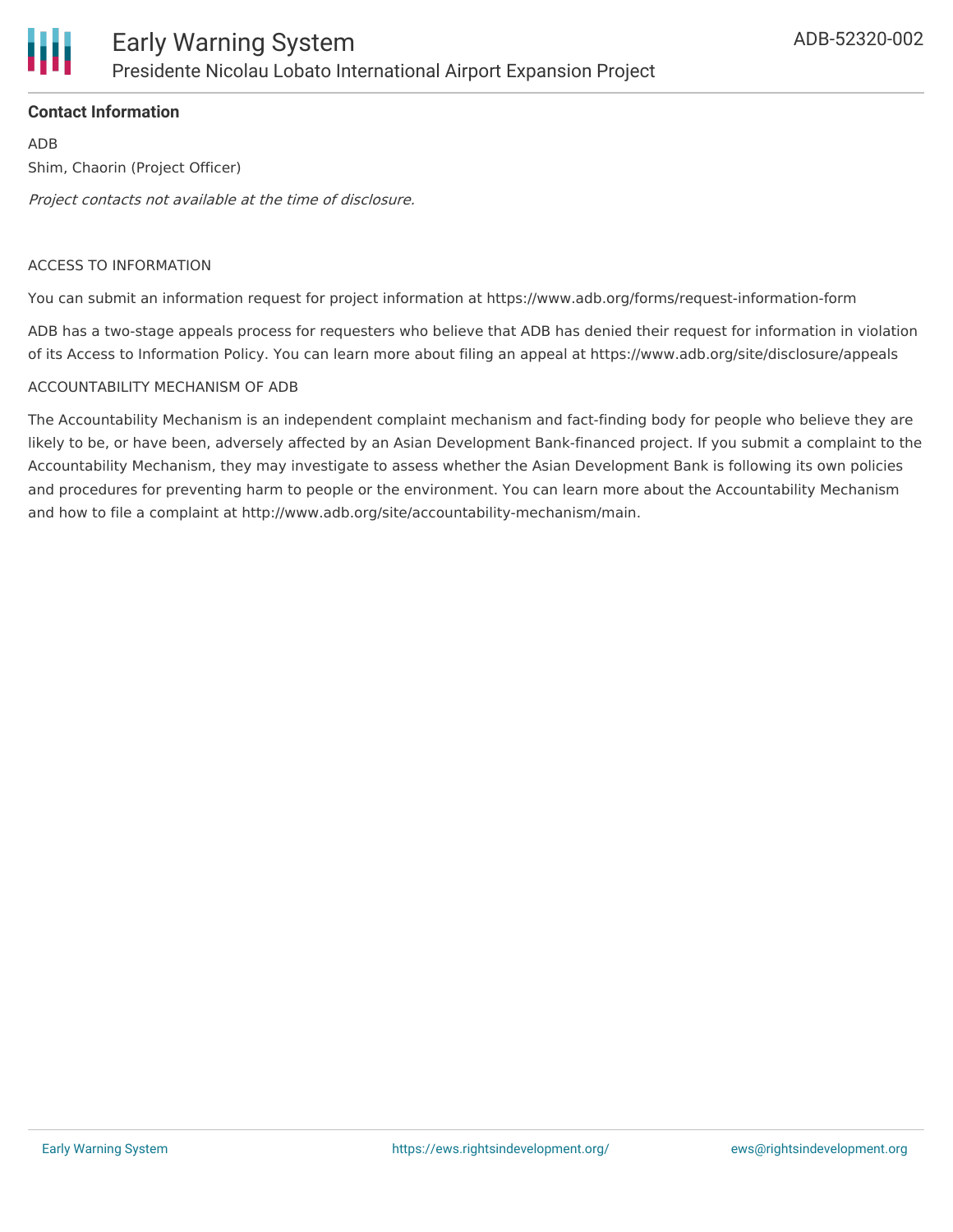**Contact Information**

ADB

Shim, Chaorin (Project Officer)

*Project contacts not available at the time of disclosure.*

ACCESS TO INFORMATION

You can submit an information request for project information at https://www.adb.org/forms/request-information-form

ADB has a two-stage appeals process for requesters who believe that ADB has denied their request for information in violation of its Access to Information Policy. You can learn more about filing an appeal at https://www.adb.org/site/disclosure/appeals

ACCOUNTABILITY MECHANISM OF ADB

The Accountability Mechanism is an independent complaint mechanism and fact-finding body for people who believe they are likely to be, or have been, adversely affected by an Asian Development Bank-financed project. If you submit a complaint to the Accountability Mechanism, they may investigate to assess whether the Asian Development Bank is following its own policies and procedures for preventing harm to people or the environment. You can learn more about the Accountability Mechanism and how to file a complaint at http://www.adb.org/site/accountability-mechanism/main.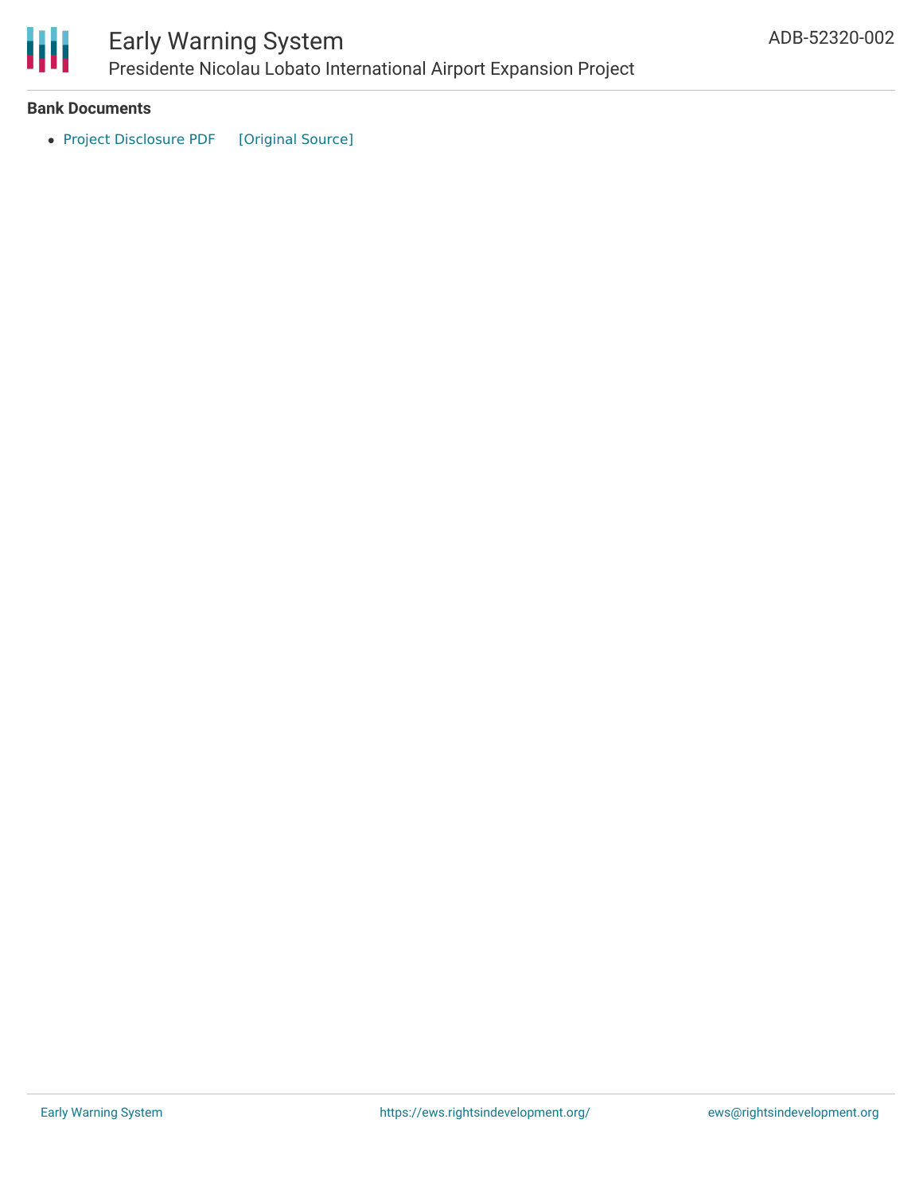**Bank Documents**

- Project Disclosure PDF [Original Source]